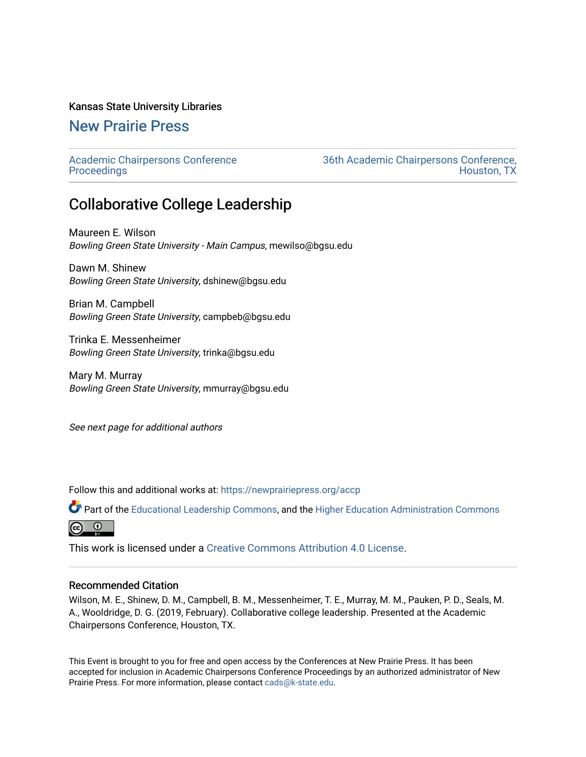Kansas State University Libraries

## New Prairie Press

Academic Chairpersons Conference Proceedings

36th Academic Chairpersons Conference, Houston, TX

# Collaborative College Leadership

Maureen E. Wilson
*Bowling Green State University - Main Campus*, mewilso@bgsu.edu

Dawn M. Shinew
*Bowling Green State University*, dshinew@bgsu.edu

Brian M. Campbell
*Bowling Green State University*, campbeb@bgsu.edu

Trinka E. Messenheimer
*Bowling Green State University*, trinka@bgsu.edu

Mary M. Murray
*Bowling Green State University*, mmurray@bgsu.edu

*See next page for additional authors*

Follow this and additional works at: https://newprairiepress.org/accp

Part of the Educational Leadership Commons, and the Higher Education Administration Commons

This work is licensed under a Creative Commons Attribution 4.0 License.

### Recommended Citation

Wilson, M. E., Shinew, D. M., Campbell, B. M., Messenheimer, T. E., Murray, M. M., Pauken, P. D., Seals, M. A., Wooldridge, D. G. (2019, February). Collaborative college leadership. Presented at the Academic Chairpersons Conference, Houston, TX.

This Event is brought to you for free and open access by the Conferences at New Prairie Press. It has been accepted for inclusion in Academic Chairpersons Conference Proceedings by an authorized administrator of New Prairie Press. For more information, please contact cads@k-state.edu.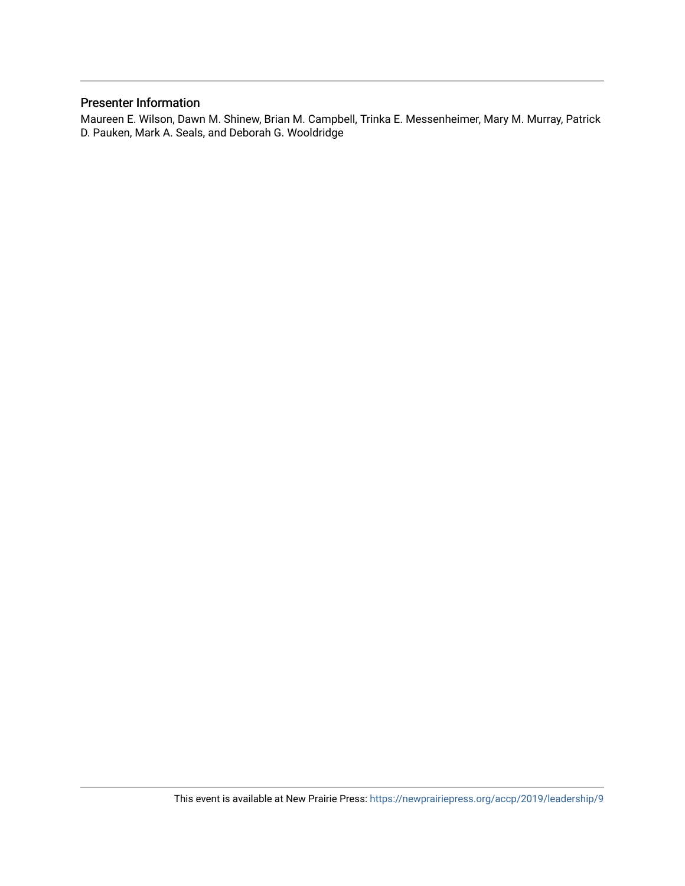## Presenter Information

Maureen E. Wilson, Dawn M. Shinew, Brian M. Campbell, Trinka E. Messenheimer, Mary M. Murray, Patrick D. Pauken, Mark A. Seals, and Deborah G. Wooldridge

This event is available at New Prairie Press: https://newprairiepress.org/accp/2019/leadership/9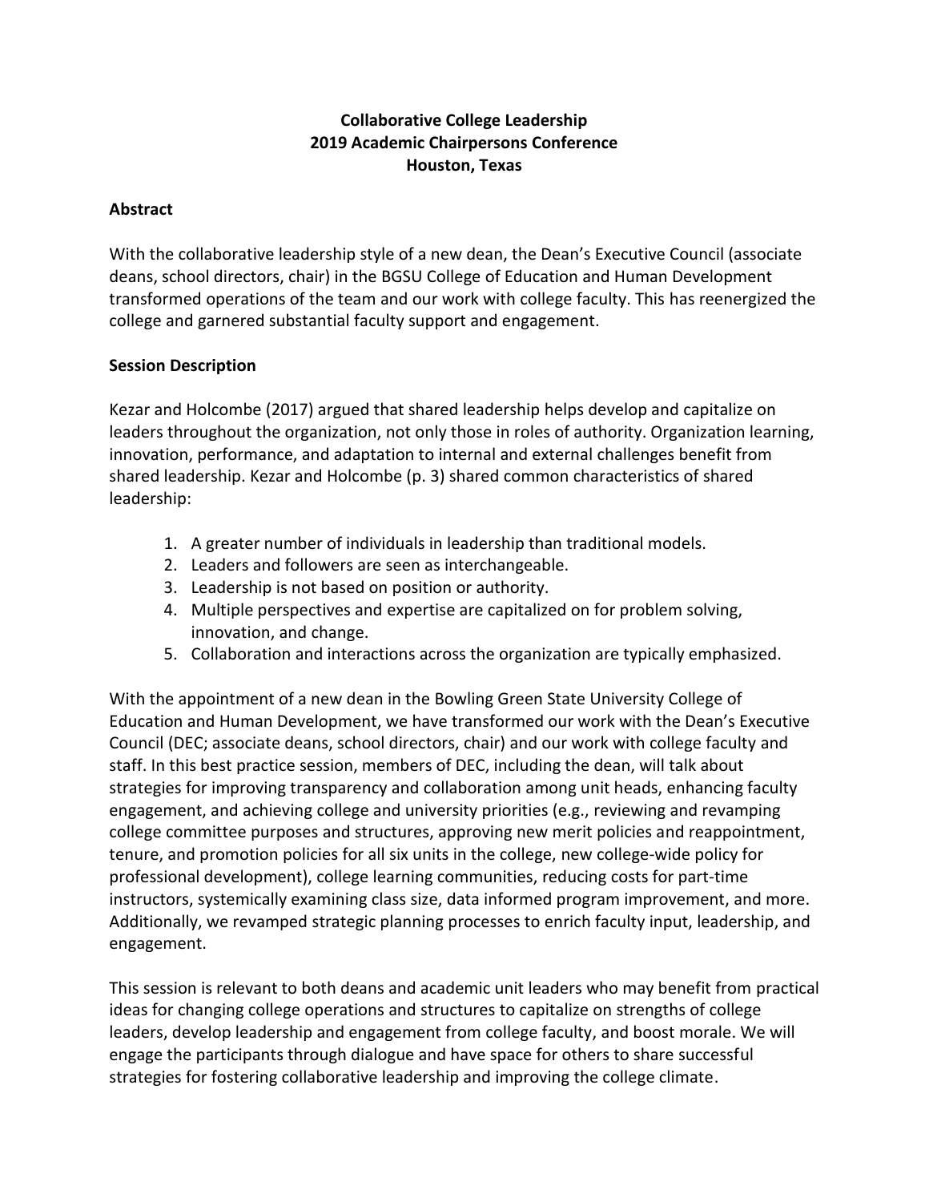**Collaborative College Leadership**
**2019 Academic Chairpersons Conference**
**Houston, Texas**

## Abstract

With the collaborative leadership style of a new dean, the Dean's Executive Council (associate deans, school directors, chair) in the BGSU College of Education and Human Development transformed operations of the team and our work with college faculty. This has reenergized the college and garnered substantial faculty support and engagement.

## Session Description

Kezar and Holcombe (2017) argued that shared leadership helps develop and capitalize on leaders throughout the organization, not only those in roles of authority. Organization learning, innovation, performance, and adaptation to internal and external challenges benefit from shared leadership. Kezar and Holcombe (p. 3) shared common characteristics of shared leadership:

1. A greater number of individuals in leadership than traditional models.
2. Leaders and followers are seen as interchangeable.
3. Leadership is not based on position or authority.
4. Multiple perspectives and expertise are capitalized on for problem solving, innovation, and change.
5. Collaboration and interactions across the organization are typically emphasized.

With the appointment of a new dean in the Bowling Green State University College of Education and Human Development, we have transformed our work with the Dean's Executive Council (DEC; associate deans, school directors, chair) and our work with college faculty and staff. In this best practice session, members of DEC, including the dean, will talk about strategies for improving transparency and collaboration among unit heads, enhancing faculty engagement, and achieving college and university priorities (e.g., reviewing and revamping college committee purposes and structures, approving new merit policies and reappointment, tenure, and promotion policies for all six units in the college, new college-wide policy for professional development), college learning communities, reducing costs for part-time instructors, systemically examining class size, data informed program improvement, and more. Additionally, we revamped strategic planning processes to enrich faculty input, leadership, and engagement.

This session is relevant to both deans and academic unit leaders who may benefit from practical ideas for changing college operations and structures to capitalize on strengths of college leaders, develop leadership and engagement from college faculty, and boost morale. We will engage the participants through dialogue and have space for others to share successful strategies for fostering collaborative leadership and improving the college climate.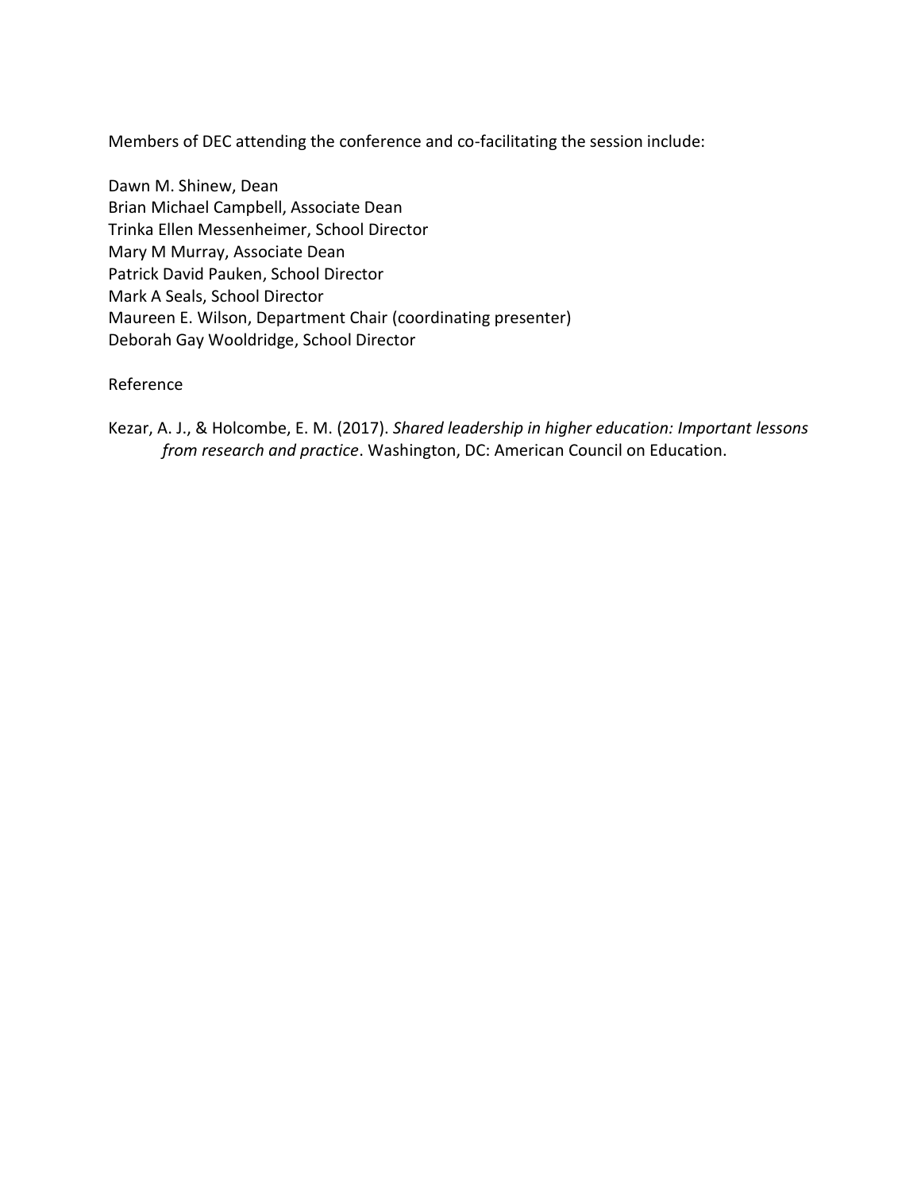Members of DEC attending the conference and co-facilitating the session include:

Dawn M. Shinew, Dean
Brian Michael Campbell, Associate Dean
Trinka Ellen Messenheimer, School Director
Mary M Murray, Associate Dean
Patrick David Pauken, School Director
Mark A Seals, School Director
Maureen E. Wilson, Department Chair (coordinating presenter)
Deborah Gay Wooldridge, School Director

Reference

Kezar, A. J., & Holcombe, E. M. (2017). *Shared leadership in higher education: Important lessons from research and practice*. Washington, DC: American Council on Education.